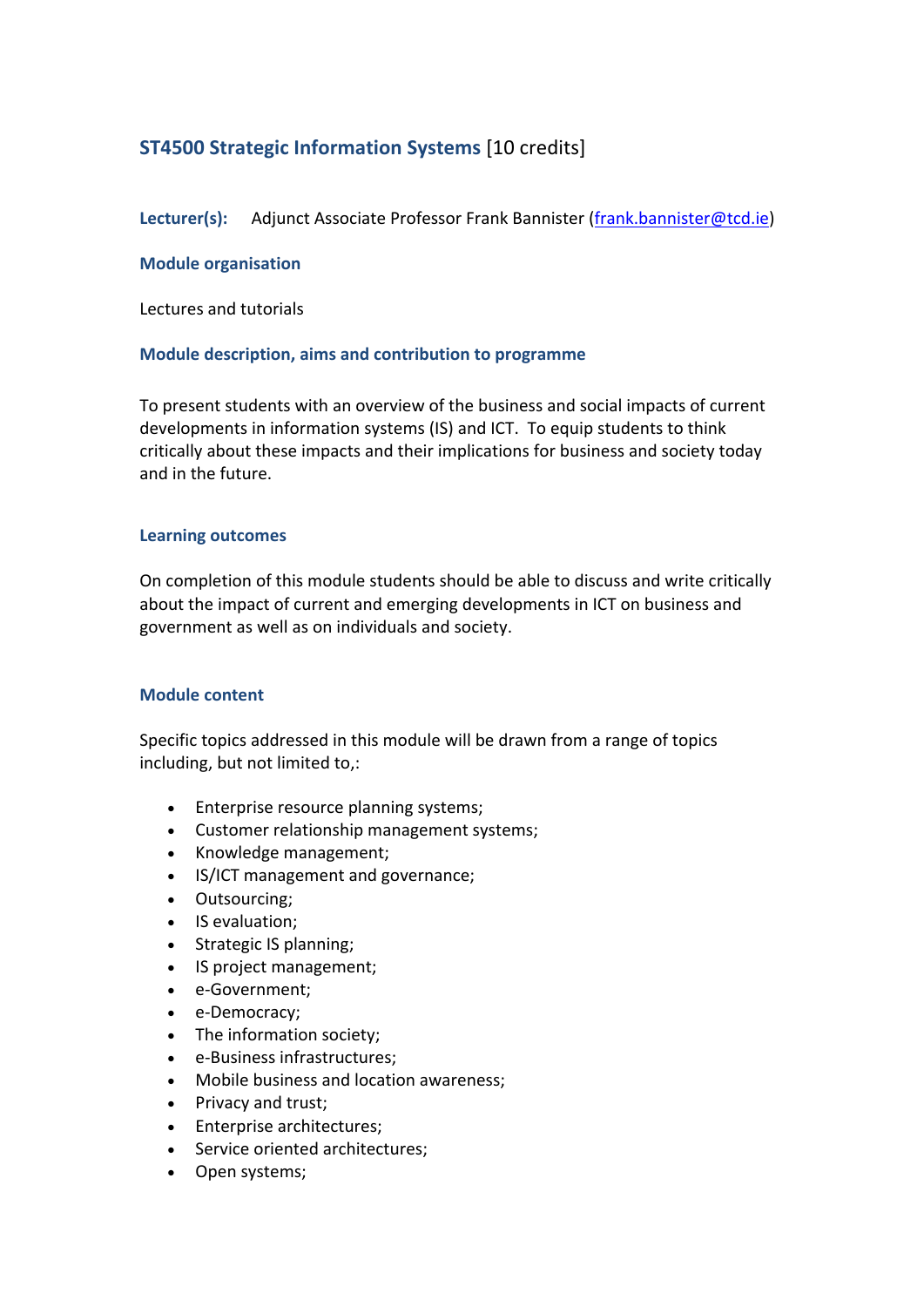## ST4500 Strategic Information Systems [10 credits]

**Lecturer(s):** Adjunct Associate Professor Frank Bannister (frank.bannister@tcd.ie)

### Module organisation

Lectures and tutorials

### Module description, aims and contribution to programme

To present students with an overview of the business and social impacts of current developments in information systems (IS) and ICT. To equip students to think critically about these impacts and their implications for business and society today and in the future.

### Learning outcomes

On completion of this module students should be able to discuss and write critically about the impact of current and emerging developments in ICT on business and government as well as on individuals and society.

### Module content

Specific topics addressed in this module will be drawn from a range of topics including, but not limited to,:

- Enterprise resource planning systems;
- Customer relationship management systems;
- Knowledge management;
- IS/ICT management and governance;
- Outsourcing;
- IS evaluation;
- Strategic IS planning;
- IS project management;
- e-Government;
- e-Democracy;
- The information society;
- e-Business infrastructures;
- Mobile business and location awareness;
- Privacy and trust;
- Enterprise architectures;
- Service oriented architectures;
- Open systems;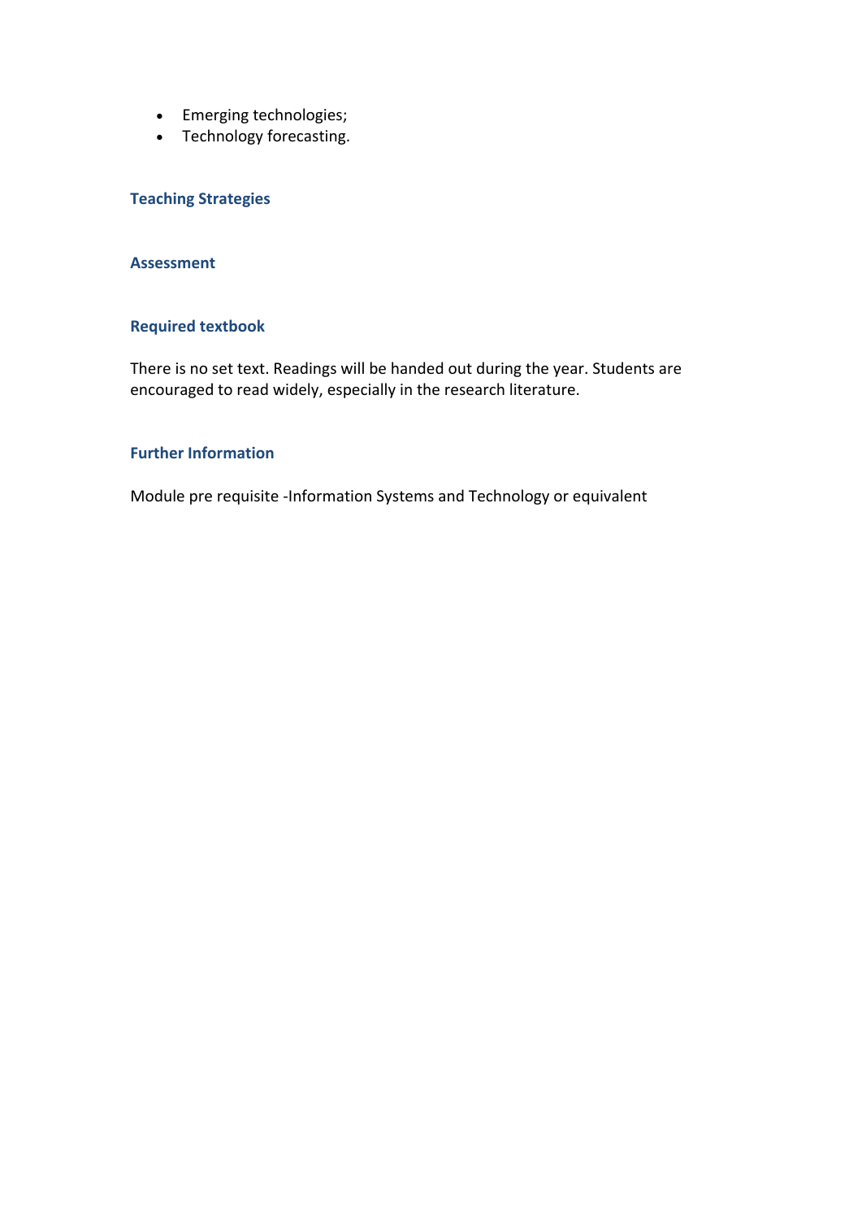- Emerging technologies;
- Technology forecasting.

### Teaching Strategies

### Assessment

### Required textbook

There is no set text. Readings will be handed out during the year. Students are encouraged to read widely, especially in the research literature.

### Further Information

Module pre requisite -Information Systems and Technology or equivalent